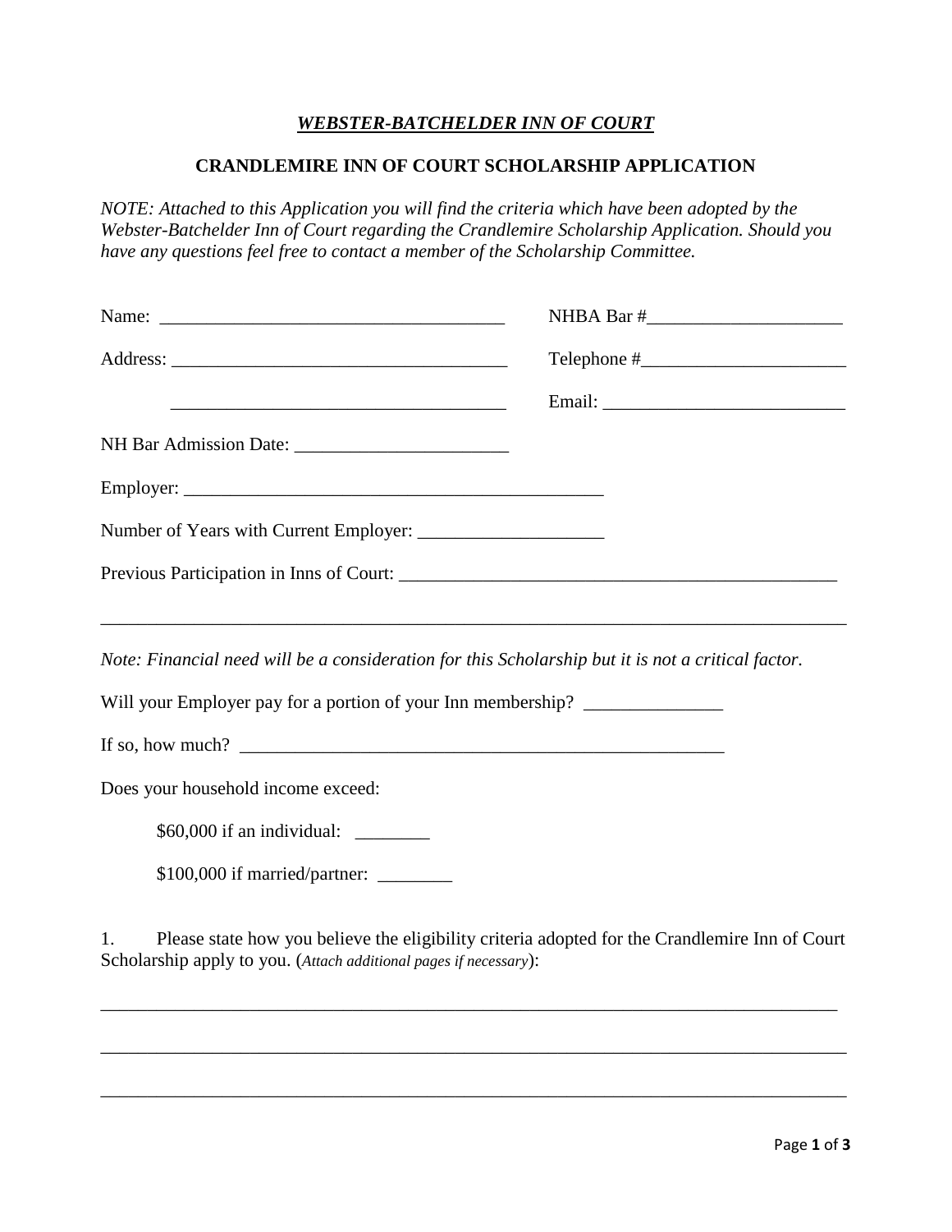***WEBSTER-BATCHELDER INN OF COURT***

**CRANDLEMIRE INN OF COURT SCHOLARSHIP APPLICATION**

*NOTE: Attached to this Application you will find the criteria which have been adopted by the Webster-Batchelder Inn of Court regarding the Crandlemire Scholarship Application. Should you have any questions feel free to contact a member of the Scholarship Committee.*

Name: _____________________________________ NHBA Bar #_____________________

Address: ___________________________________ Telephone #______________________

___________________________________ Email: __________________________

NH Bar Admission Date: _______________________

Employer: ______________________________________________

Number of Years with Current Employer: ___________________

Previous Participation in Inns of Court: ______________________________________________

_________________________________________________________________________________

*Note: Financial need will be a consideration for this Scholarship but it is not a critical factor.*

Will your Employer pay for a portion of your Inn membership? _______________

If so, how much? ______________________________________________________

Does your household income exceed:

$60,000 if an individual: ________

$100,000 if married/partner: ________

1. Please state how you believe the eligibility criteria adopted for the Crandlemire Inn of Court Scholarship apply to you. (*Attach additional pages if necessary*):

_________________________________________________________________________________

_________________________________________________________________________________

_________________________________________________________________________________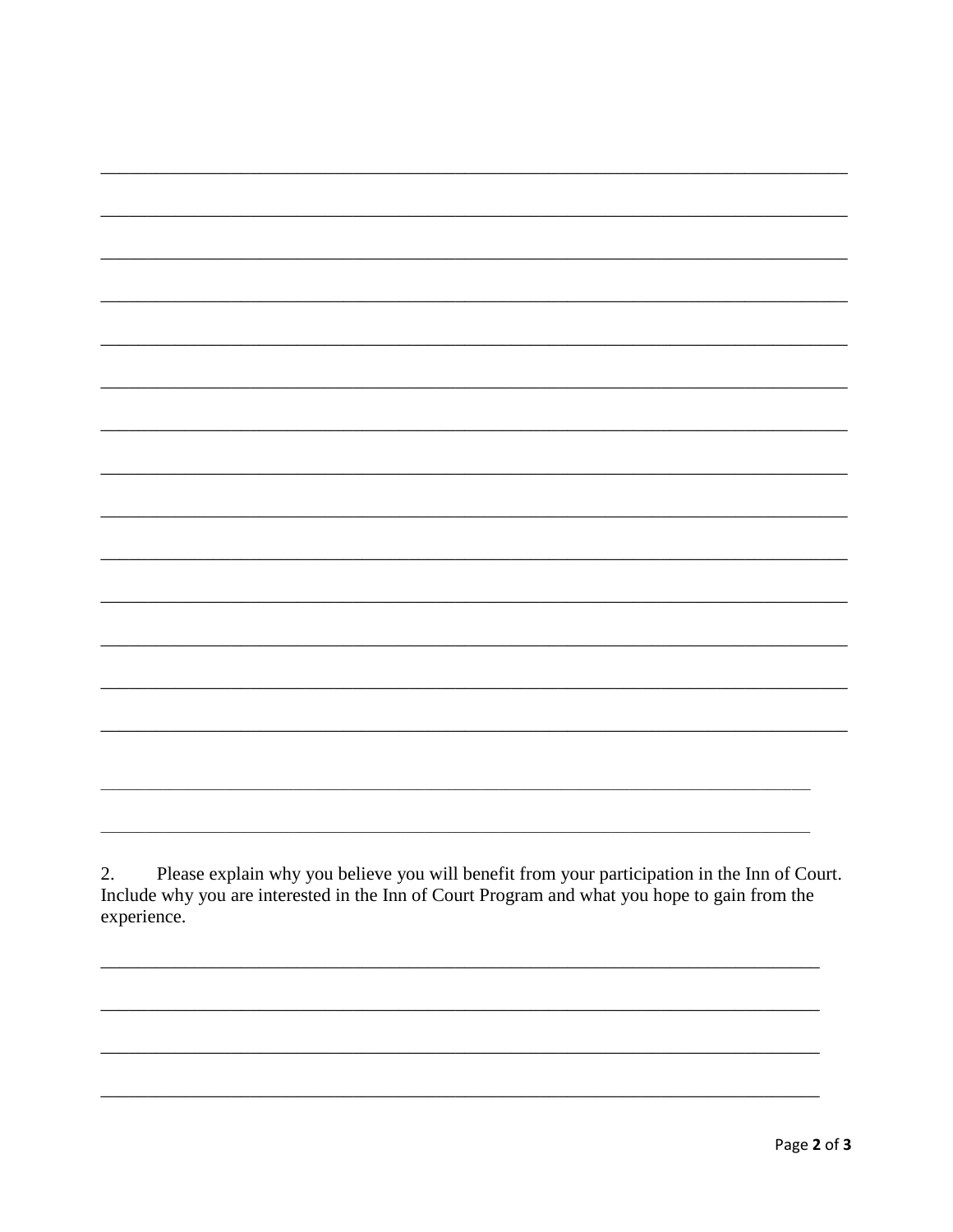2. Please explain why you believe you will benefit from your participation in the Inn of Court. Include why you are interested in the Inn of Court Program and what you hope to gain from the experience.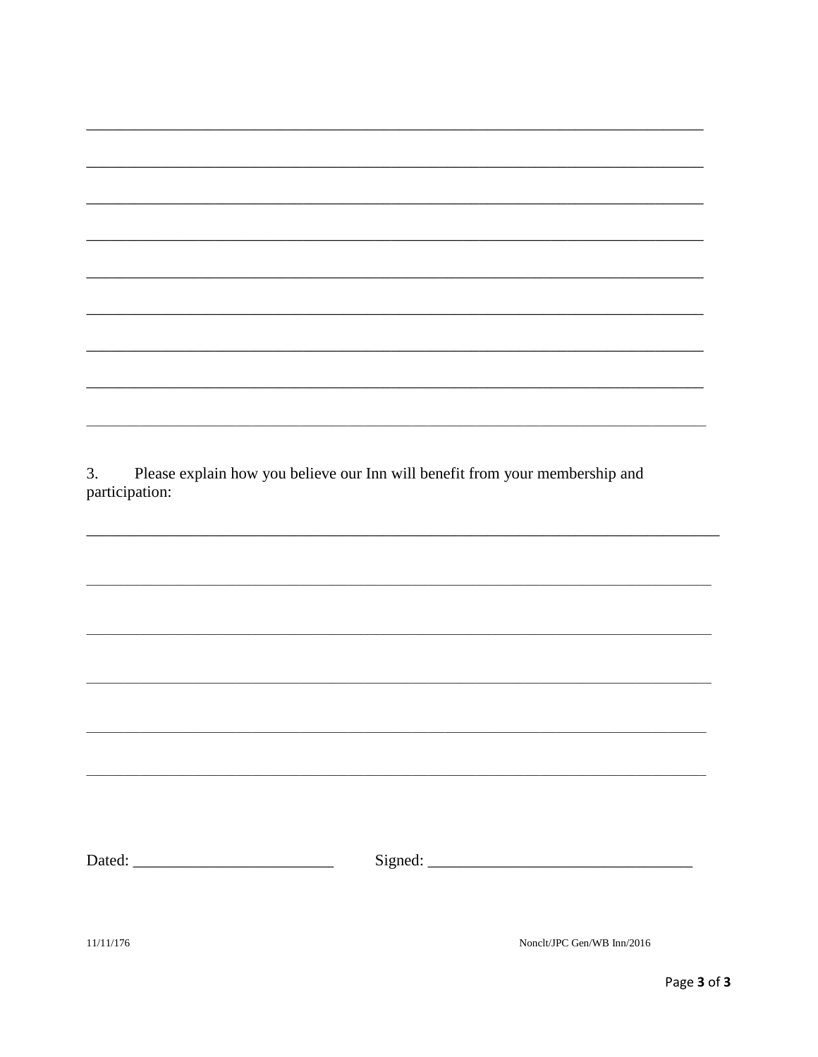\_\_\_\_\_\_\_\_\_\_\_\_\_\_\_\_\_\_\_\_\_\_\_\_\_\_\_\_\_\_\_\_\_\_\_\_\_\_\_\_\_\_\_\_\_\_\_\_\_\_\_\_\_\_\_\_\_\_\_\_\_\_\_\_\_\_\_\_\_\_\_\_\_\_

\_\_\_\_\_\_\_\_\_\_\_\_\_\_\_\_\_\_\_\_\_\_\_\_\_\_\_\_\_\_\_\_\_\_\_\_\_\_\_\_\_\_\_\_\_\_\_\_\_\_\_\_\_\_\_\_\_\_\_\_\_\_\_\_\_\_\_\_\_\_\_\_\_\_

\_\_\_\_\_\_\_\_\_\_\_\_\_\_\_\_\_\_\_\_\_\_\_\_\_\_\_\_\_\_\_\_\_\_\_\_\_\_\_\_\_\_\_\_\_\_\_\_\_\_\_\_\_\_\_\_\_\_\_\_\_\_\_\_\_\_\_\_\_\_\_\_\_\_

\_\_\_\_\_\_\_\_\_\_\_\_\_\_\_\_\_\_\_\_\_\_\_\_\_\_\_\_\_\_\_\_\_\_\_\_\_\_\_\_\_\_\_\_\_\_\_\_\_\_\_\_\_\_\_\_\_\_\_\_\_\_\_\_\_\_\_\_\_\_\_\_\_\_

\_\_\_\_\_\_\_\_\_\_\_\_\_\_\_\_\_\_\_\_\_\_\_\_\_\_\_\_\_\_\_\_\_\_\_\_\_\_\_\_\_\_\_\_\_\_\_\_\_\_\_\_\_\_\_\_\_\_\_\_\_\_\_\_\_\_\_\_\_\_\_\_\_\_

\_\_\_\_\_\_\_\_\_\_\_\_\_\_\_\_\_\_\_\_\_\_\_\_\_\_\_\_\_\_\_\_\_\_\_\_\_\_\_\_\_\_\_\_\_\_\_\_\_\_\_\_\_\_\_\_\_\_\_\_\_\_\_\_\_\_\_\_\_\_\_\_\_\_

\_\_\_\_\_\_\_\_\_\_\_\_\_\_\_\_\_\_\_\_\_\_\_\_\_\_\_\_\_\_\_\_\_\_\_\_\_\_\_\_\_\_\_\_\_\_\_\_\_\_\_\_\_\_\_\_\_\_\_\_\_\_\_\_\_\_\_\_\_\_\_\_\_\_

\_\_\_\_\_\_\_\_\_\_\_\_\_\_\_\_\_\_\_\_\_\_\_\_\_\_\_\_\_\_\_\_\_\_\_\_\_\_\_\_\_\_\_\_\_\_\_\_\_\_\_\_\_\_\_\_\_\_\_\_\_\_\_\_\_\_\_\_\_\_\_\_\_\_

\_\_\_\_\_\_\_\_\_\_\_\_\_\_\_\_\_\_\_\_\_\_\_\_\_\_\_\_\_\_\_\_\_\_\_\_\_\_\_\_\_\_\_\_\_\_\_\_\_\_\_\_\_\_\_\_\_\_\_\_\_\_\_\_\_\_\_\_\_\_\_\_\_\_

3. Please explain how you believe our Inn will benefit from your membership and participation:

\_\_\_\_\_\_\_\_\_\_\_\_\_\_\_\_\_\_\_\_\_\_\_\_\_\_\_\_\_\_\_\_\_\_\_\_\_\_\_\_\_\_\_\_\_\_\_\_\_\_\_\_\_\_\_\_\_\_\_\_\_\_\_\_\_\_\_\_\_\_\_\_\_\_

\_\_\_\_\_\_\_\_\_\_\_\_\_\_\_\_\_\_\_\_\_\_\_\_\_\_\_\_\_\_\_\_\_\_\_\_\_\_\_\_\_\_\_\_\_\_\_\_\_\_\_\_\_\_\_\_\_\_\_\_\_\_\_\_\_\_\_\_\_\_\_\_\_\_

\_\_\_\_\_\_\_\_\_\_\_\_\_\_\_\_\_\_\_\_\_\_\_\_\_\_\_\_\_\_\_\_\_\_\_\_\_\_\_\_\_\_\_\_\_\_\_\_\_\_\_\_\_\_\_\_\_\_\_\_\_\_\_\_\_\_\_\_\_\_\_\_\_\_

\_\_\_\_\_\_\_\_\_\_\_\_\_\_\_\_\_\_\_\_\_\_\_\_\_\_\_\_\_\_\_\_\_\_\_\_\_\_\_\_\_\_\_\_\_\_\_\_\_\_\_\_\_\_\_\_\_\_\_\_\_\_\_\_\_\_\_\_\_\_\_\_\_\_

\_\_\_\_\_\_\_\_\_\_\_\_\_\_\_\_\_\_\_\_\_\_\_\_\_\_\_\_\_\_\_\_\_\_\_\_\_\_\_\_\_\_\_\_\_\_\_\_\_\_\_\_\_\_\_\_\_\_\_\_\_\_\_\_\_\_\_\_\_\_\_\_\_\_

\_\_\_\_\_\_\_\_\_\_\_\_\_\_\_\_\_\_\_\_\_\_\_\_\_\_\_\_\_\_\_\_\_\_\_\_\_\_\_\_\_\_\_\_\_\_\_\_\_\_\_\_\_\_\_\_\_\_\_\_\_\_\_\_\_\_\_\_\_\_\_\_\_\_

Dated: \_\_\_\_\_\_\_\_\_\_\_\_\_\_\_\_\_\_\_\_\_\_\_\_\_ Signed: \_\_\_\_\_\_\_\_\_\_\_\_\_\_\_\_\_\_\_\_\_\_\_\_\_\_\_\_\_\_\_\_\_

11/11/176 Nonclt/JPC Gen/WB Inn/2016